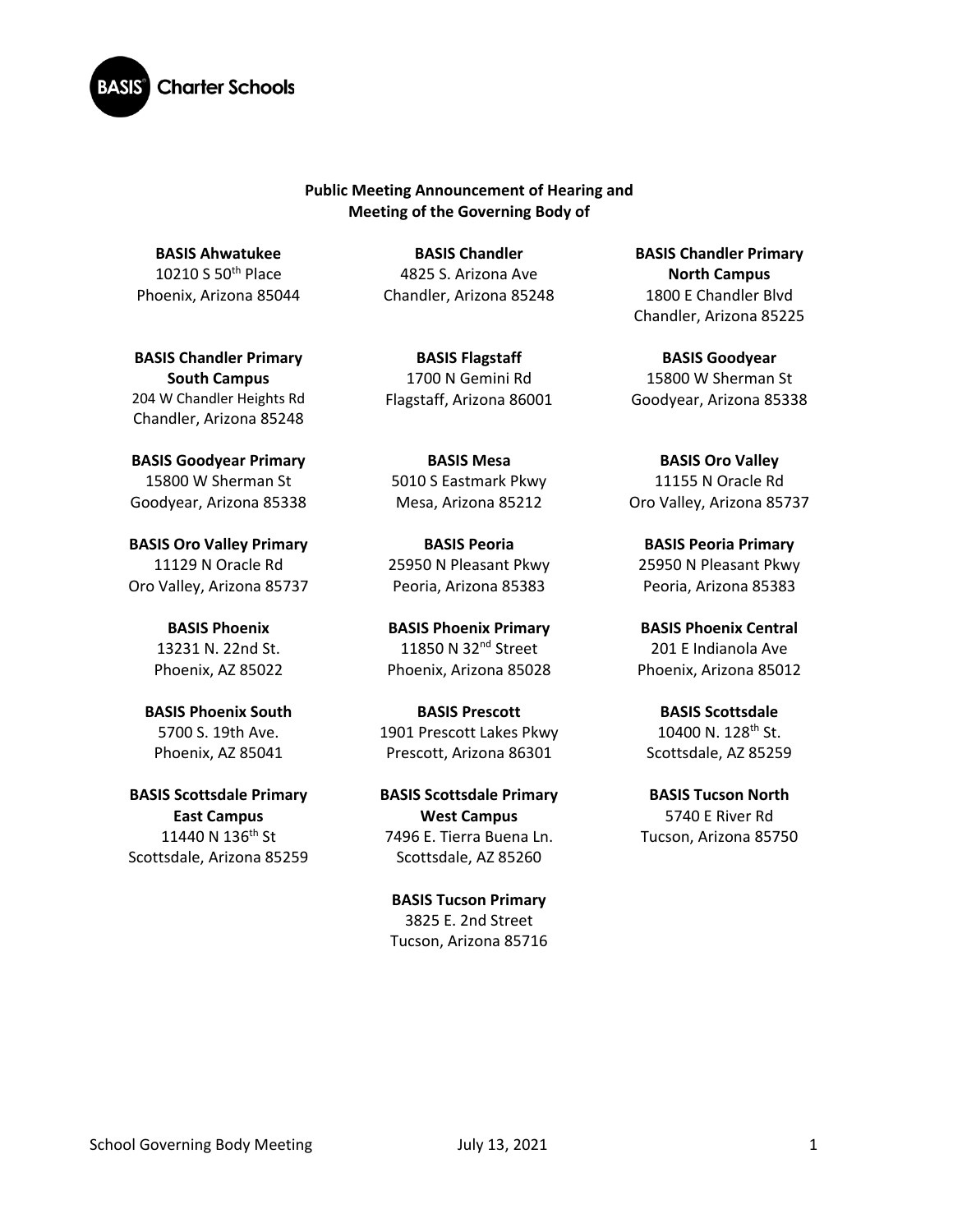BASIS Charter Schools

**Public Meeting Announcement of Hearing and Meeting of the Governing Body of**

**BASIS Ahwatukee**
10210 S 50th Place
Phoenix, Arizona 85044

**BASIS Chandler**
4825 S. Arizona Ave
Chandler, Arizona 85248

**BASIS Chandler Primary North Campus**
1800 E Chandler Blvd
Chandler, Arizona 85225

**BASIS Chandler Primary South Campus**
204 W Chandler Heights Rd
Chandler, Arizona 85248

**BASIS Flagstaff**
1700 N Gemini Rd
Flagstaff, Arizona 86001

**BASIS Goodyear**
15800 W Sherman St
Goodyear, Arizona 85338

**BASIS Goodyear Primary**
15800 W Sherman St
Goodyear, Arizona 85338

**BASIS Mesa**
5010 S Eastmark Pkwy
Mesa, Arizona 85212

**BASIS Oro Valley**
11155 N Oracle Rd
Oro Valley, Arizona 85737

**BASIS Oro Valley Primary**
11129 N Oracle Rd
Oro Valley, Arizona 85737

**BASIS Peoria**
25950 N Pleasant Pkwy
Peoria, Arizona 85383

**BASIS Peoria Primary**
25950 N Pleasant Pkwy
Peoria, Arizona 85383

**BASIS Phoenix**
13231 N. 22nd St.
Phoenix, AZ 85022

**BASIS Phoenix Primary**
11850 N 32nd Street
Phoenix, Arizona 85028

**BASIS Phoenix Central**
201 E Indianola Ave
Phoenix, Arizona 85012

**BASIS Phoenix South**
5700 S. 19th Ave.
Phoenix, AZ 85041

**BASIS Prescott**
1901 Prescott Lakes Pkwy
Prescott, Arizona 86301

**BASIS Scottsdale**
10400 N. 128th St.
Scottsdale, AZ 85259

**BASIS Scottsdale Primary East Campus**
11440 N 136th St
Scottsdale, Arizona 85259

**BASIS Scottsdale Primary West Campus**
7496 E. Tierra Buena Ln.
Scottsdale, AZ 85260

**BASIS Tucson North**
5740 E River Rd
Tucson, Arizona 85750

**BASIS Tucson Primary**
3825 E. 2nd Street
Tucson, Arizona 85716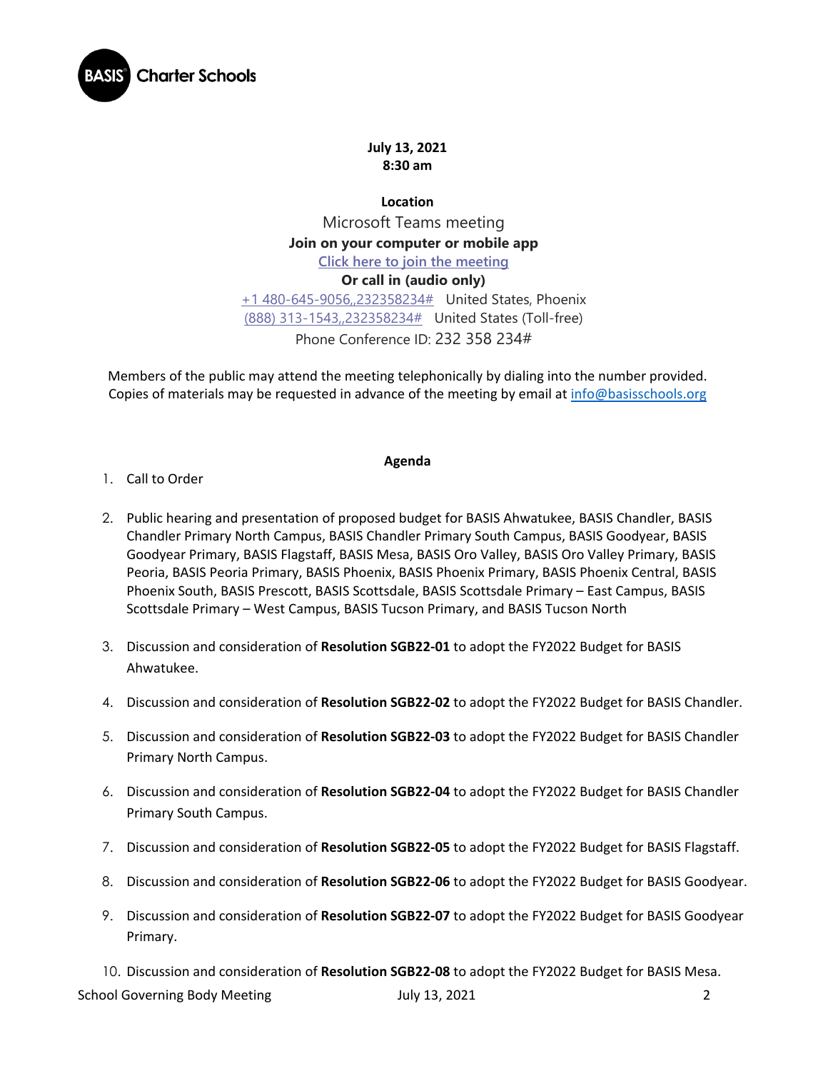**July 13, 2021**
**8:30 am**

**Location**

Microsoft Teams meeting

**Join on your computer or mobile app**

Click here to join the meeting

**Or call in (audio only)**

+1 480-645-9056,,232358234# United States, Phoenix

(888) 313-1543,,232358234# United States (Toll-free)

Phone Conference ID: 232 358 234#

Members of the public may attend the meeting telephonically by dialing into the number provided. Copies of materials may be requested in advance of the meeting by email at info@basisschools.org

**Agenda**

1. Call to Order
2. Public hearing and presentation of proposed budget for BASIS Ahwatukee, BASIS Chandler, BASIS Chandler Primary North Campus, BASIS Chandler Primary South Campus, BASIS Goodyear, BASIS Goodyear Primary, BASIS Flagstaff, BASIS Mesa, BASIS Oro Valley, BASIS Oro Valley Primary, BASIS Peoria, BASIS Peoria Primary, BASIS Phoenix, BASIS Phoenix Primary, BASIS Phoenix Central, BASIS Phoenix South, BASIS Prescott, BASIS Scottsdale, BASIS Scottsdale Primary – East Campus, BASIS Scottsdale Primary – West Campus, BASIS Tucson Primary, and BASIS Tucson North
3. Discussion and consideration of **Resolution SGB22-01** to adopt the FY2022 Budget for BASIS Ahwatukee.
4. Discussion and consideration of **Resolution SGB22-02** to adopt the FY2022 Budget for BASIS Chandler.
5. Discussion and consideration of **Resolution SGB22-03** to adopt the FY2022 Budget for BASIS Chandler Primary North Campus.
6. Discussion and consideration of **Resolution SGB22-04** to adopt the FY2022 Budget for BASIS Chandler Primary South Campus.
7. Discussion and consideration of **Resolution SGB22-05** to adopt the FY2022 Budget for BASIS Flagstaff.
8. Discussion and consideration of **Resolution SGB22-06** to adopt the FY2022 Budget for BASIS Goodyear.
9. Discussion and consideration of **Resolution SGB22-07** to adopt the FY2022 Budget for BASIS Goodyear Primary.
10. Discussion and consideration of **Resolution SGB22-08** to adopt the FY2022 Budget for BASIS Mesa.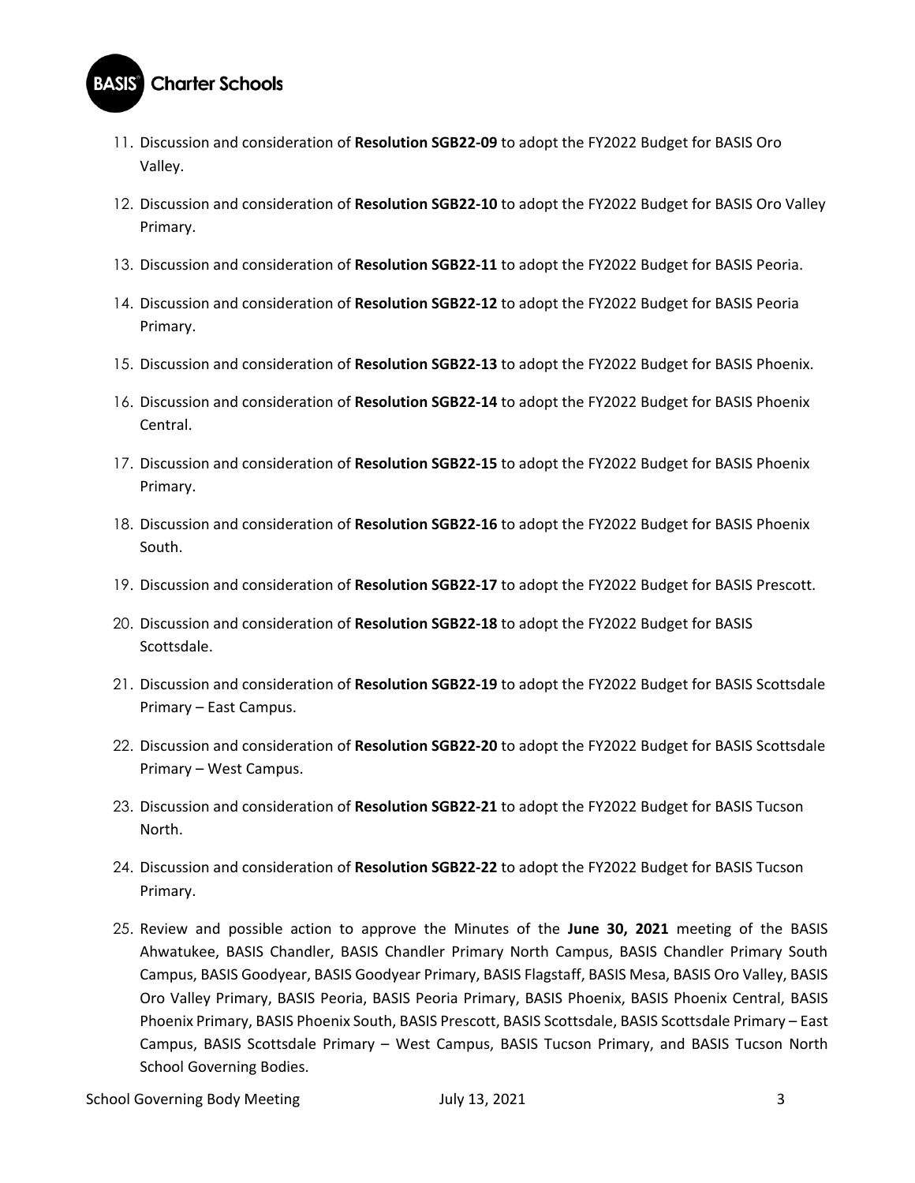11. Discussion and consideration of **Resolution SGB22-09** to adopt the FY2022 Budget for BASIS Oro Valley.

12. Discussion and consideration of **Resolution SGB22-10** to adopt the FY2022 Budget for BASIS Oro Valley Primary.

13. Discussion and consideration of **Resolution SGB22-11** to adopt the FY2022 Budget for BASIS Peoria.

14. Discussion and consideration of **Resolution SGB22-12** to adopt the FY2022 Budget for BASIS Peoria Primary.

15. Discussion and consideration of **Resolution SGB22-13** to adopt the FY2022 Budget for BASIS Phoenix.

16. Discussion and consideration of **Resolution SGB22-14** to adopt the FY2022 Budget for BASIS Phoenix Central.

17. Discussion and consideration of **Resolution SGB22-15** to adopt the FY2022 Budget for BASIS Phoenix Primary.

18. Discussion and consideration of **Resolution SGB22-16** to adopt the FY2022 Budget for BASIS Phoenix South.

19. Discussion and consideration of **Resolution SGB22-17** to adopt the FY2022 Budget for BASIS Prescott.

20. Discussion and consideration of **Resolution SGB22-18** to adopt the FY2022 Budget for BASIS Scottsdale.

21. Discussion and consideration of **Resolution SGB22-19** to adopt the FY2022 Budget for BASIS Scottsdale Primary – East Campus.

22. Discussion and consideration of **Resolution SGB22-20** to adopt the FY2022 Budget for BASIS Scottsdale Primary – West Campus.

23. Discussion and consideration of **Resolution SGB22-21** to adopt the FY2022 Budget for BASIS Tucson North.

24. Discussion and consideration of **Resolution SGB22-22** to adopt the FY2022 Budget for BASIS Tucson Primary.

25. Review and possible action to approve the Minutes of the **June 30, 2021** meeting of the BASIS Ahwatukee, BASIS Chandler, BASIS Chandler Primary North Campus, BASIS Chandler Primary South Campus, BASIS Goodyear, BASIS Goodyear Primary, BASIS Flagstaff, BASIS Mesa, BASIS Oro Valley, BASIS Oro Valley Primary, BASIS Peoria, BASIS Peoria Primary, BASIS Phoenix, BASIS Phoenix Central, BASIS Phoenix Primary, BASIS Phoenix South, BASIS Prescott, BASIS Scottsdale, BASIS Scottsdale Primary – East Campus, BASIS Scottsdale Primary – West Campus, BASIS Tucson Primary, and BASIS Tucson North School Governing Bodies.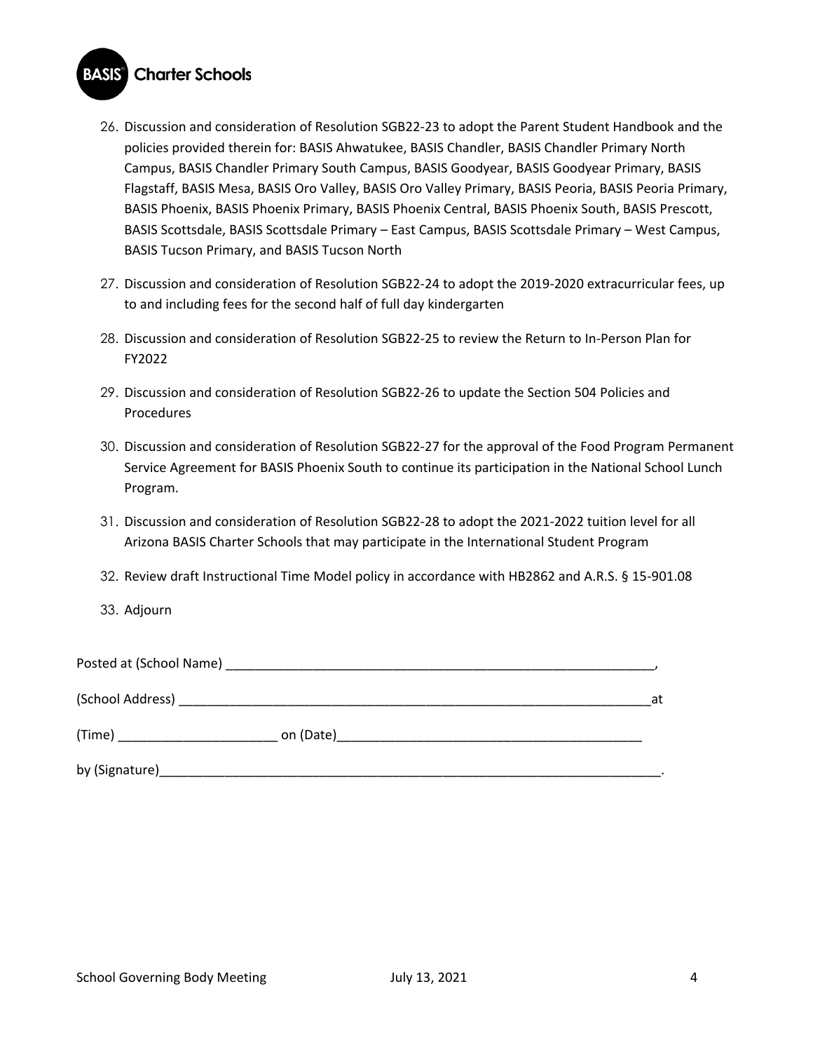26. Discussion and consideration of Resolution SGB22-23 to adopt the Parent Student Handbook and the policies provided therein for: BASIS Ahwatukee, BASIS Chandler, BASIS Chandler Primary North Campus, BASIS Chandler Primary South Campus, BASIS Goodyear, BASIS Goodyear Primary, BASIS Flagstaff, BASIS Mesa, BASIS Oro Valley, BASIS Oro Valley Primary, BASIS Peoria, BASIS Peoria Primary, BASIS Phoenix, BASIS Phoenix Primary, BASIS Phoenix Central, BASIS Phoenix South, BASIS Prescott, BASIS Scottsdale, BASIS Scottsdale Primary – East Campus, BASIS Scottsdale Primary – West Campus, BASIS Tucson Primary, and BASIS Tucson North

27. Discussion and consideration of Resolution SGB22-24 to adopt the 2019-2020 extracurricular fees, up to and including fees for the second half of full day kindergarten

28. Discussion and consideration of Resolution SGB22-25 to review the Return to In-Person Plan for FY2022

29. Discussion and consideration of Resolution SGB22-26 to update the Section 504 Policies and Procedures

30. Discussion and consideration of Resolution SGB22-27 for the approval of the Food Program Permanent Service Agreement for BASIS Phoenix South to continue its participation in the National School Lunch Program.

31. Discussion and consideration of Resolution SGB22-28 to adopt the 2021-2022 tuition level for all Arizona BASIS Charter Schools that may participate in the International Student Program

32. Review draft Instructional Time Model policy in accordance with HB2862 and A.R.S. § 15-901.08

33. Adjourn

Posted at (School Name) ______________________________________________________________,

(School Address) __________________________________________________________________at

(Time) _____________________ on (Date)__________________________________________

by (Signature)_______________________________________________________________________.